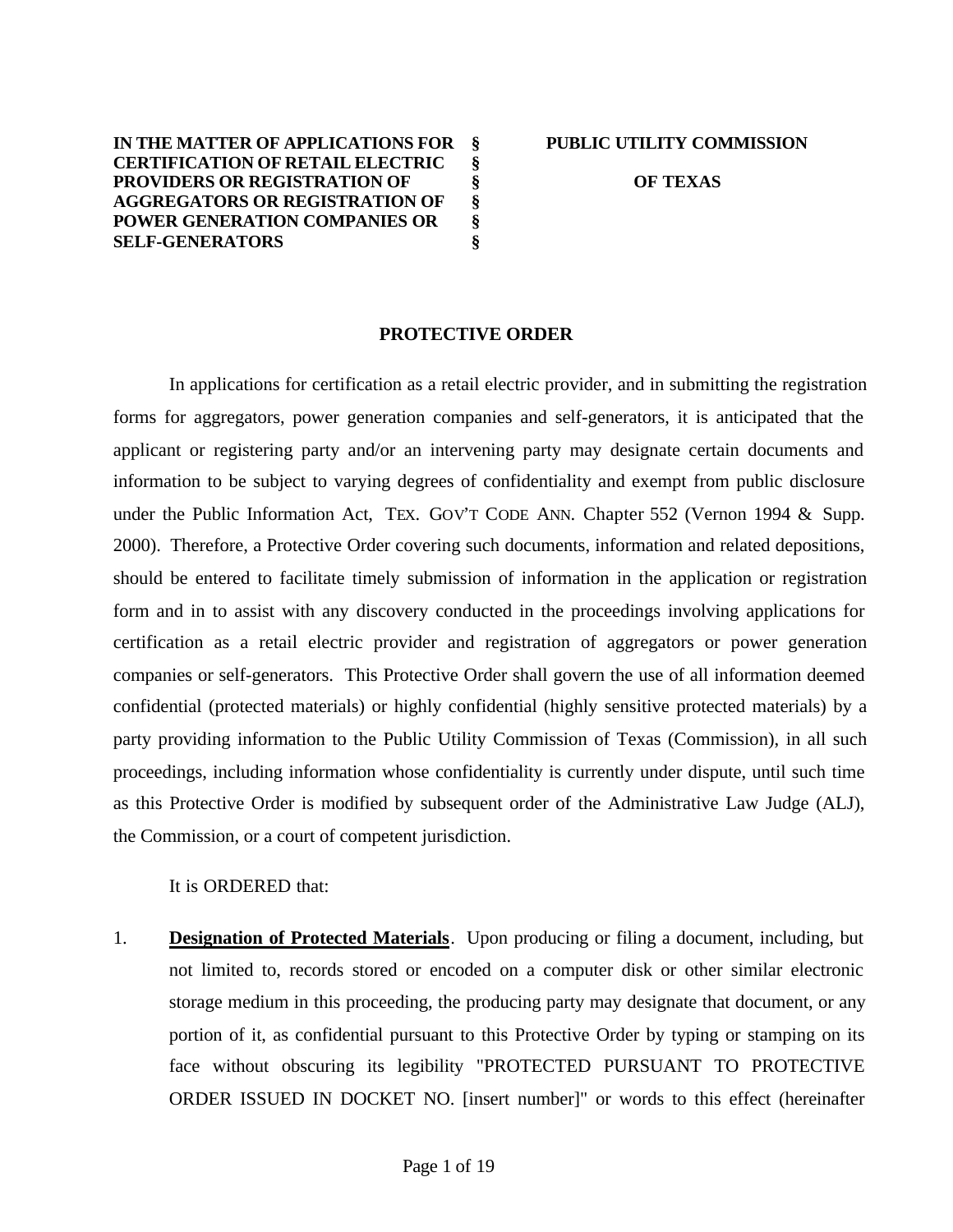| IN THE MATTER OF APPLICATIONS FOR CERTIFICATION OF RETAIL ELECTRIC PROVIDERS OR REGISTRATION OF AGGREGATORS OR REGISTRATION OF POWER GENERATION COMPANIES OR SELF-GENERATORS | § § § § § § | PUBLIC UTILITY COMMISSION OF TEXAS |
|---|---|---|

# PROTECTIVE ORDER

In applications for certification as a retail electric provider, and in submitting the registration forms for aggregators, power generation companies and self-generators, it is anticipated that the applicant or registering party and/or an intervening party may designate certain documents and information to be subject to varying degrees of confidentiality and exempt from public disclosure under the Public Information Act, TEX. GOV'T CODE ANN. Chapter 552 (Vernon 1994 & Supp. 2000). Therefore, a Protective Order covering such documents, information and related depositions, should be entered to facilitate timely submission of information in the application or registration form and in to assist with any discovery conducted in the proceedings involving applications for certification as a retail electric provider and registration of aggregators or power generation companies or self-generators. This Protective Order shall govern the use of all information deemed confidential (protected materials) or highly confidential (highly sensitive protected materials) by a party providing information to the Public Utility Commission of Texas (Commission), in all such proceedings, including information whose confidentiality is currently under dispute, until such time as this Protective Order is modified by subsequent order of the Administrative Law Judge (ALJ), the Commission, or a court of competent jurisdiction.

It is ORDERED that:

1. **Designation of Protected Materials**. Upon producing or filing a document, including, but not limited to, records stored or encoded on a computer disk or other similar electronic storage medium in this proceeding, the producing party may designate that document, or any portion of it, as confidential pursuant to this Protective Order by typing or stamping on its face without obscuring its legibility "PROTECTED PURSUANT TO PROTECTIVE ORDER ISSUED IN DOCKET NO. [insert number]" or words to this effect (hereinafter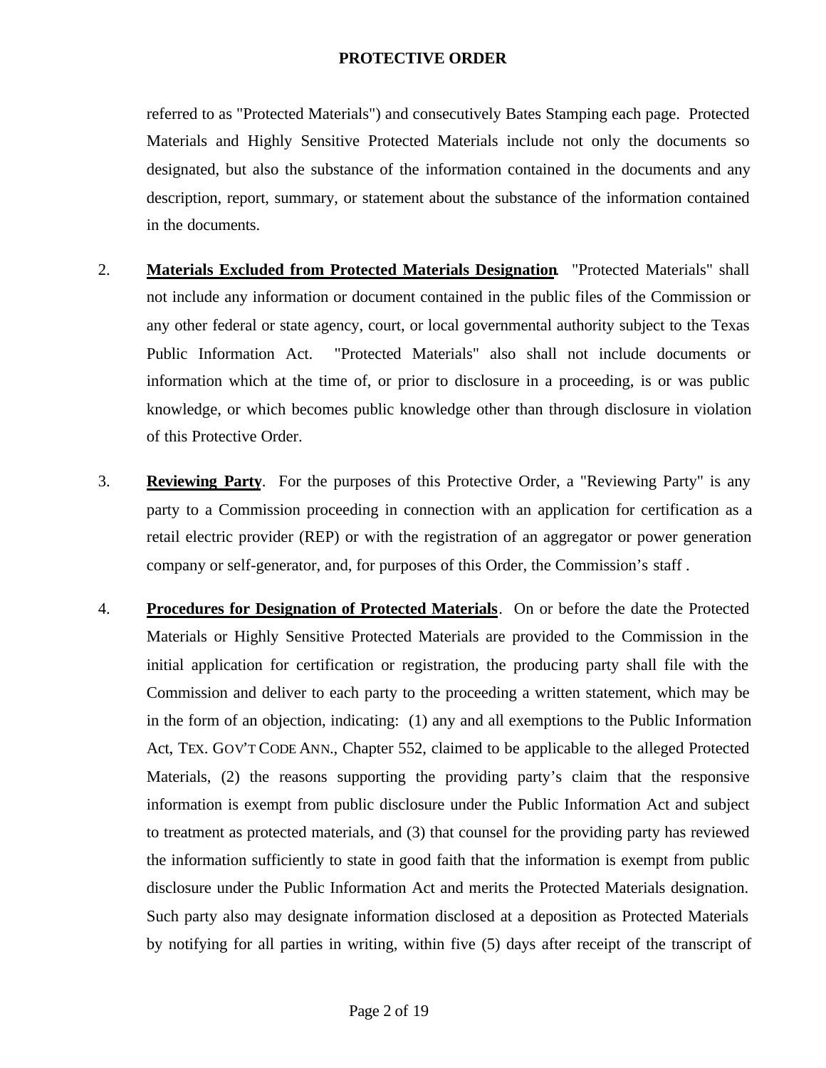referred to as "Protected Materials") and consecutively Bates Stamping each page. Protected Materials and Highly Sensitive Protected Materials include not only the documents so designated, but also the substance of the information contained in the documents and any description, report, summary, or statement about the substance of the information contained in the documents.

2. **Materials Excluded from Protected Materials Designation**. "Protected Materials" shall not include any information or document contained in the public files of the Commission or any other federal or state agency, court, or local governmental authority subject to the Texas Public Information Act. "Protected Materials" also shall not include documents or information which at the time of, or prior to disclosure in a proceeding, is or was public knowledge, or which becomes public knowledge other than through disclosure in violation of this Protective Order.

3. **Reviewing Party**. For the purposes of this Protective Order, a "Reviewing Party" is any party to a Commission proceeding in connection with an application for certification as a retail electric provider (REP) or with the registration of an aggregator or power generation company or self-generator, and, for purposes of this Order, the Commission's staff .

4. **Procedures for Designation of Protected Materials**. On or before the date the Protected Materials or Highly Sensitive Protected Materials are provided to the Commission in the initial application for certification or registration, the producing party shall file with the Commission and deliver to each party to the proceeding a written statement, which may be in the form of an objection, indicating: (1) any and all exemptions to the Public Information Act, TEX. GOV'T CODE ANN., Chapter 552, claimed to be applicable to the alleged Protected Materials, (2) the reasons supporting the providing party's claim that the responsive information is exempt from public disclosure under the Public Information Act and subject to treatment as protected materials, and (3) that counsel for the providing party has reviewed the information sufficiently to state in good faith that the information is exempt from public disclosure under the Public Information Act and merits the Protected Materials designation. Such party also may designate information disclosed at a deposition as Protected Materials by notifying for all parties in writing, within five (5) days after receipt of the transcript of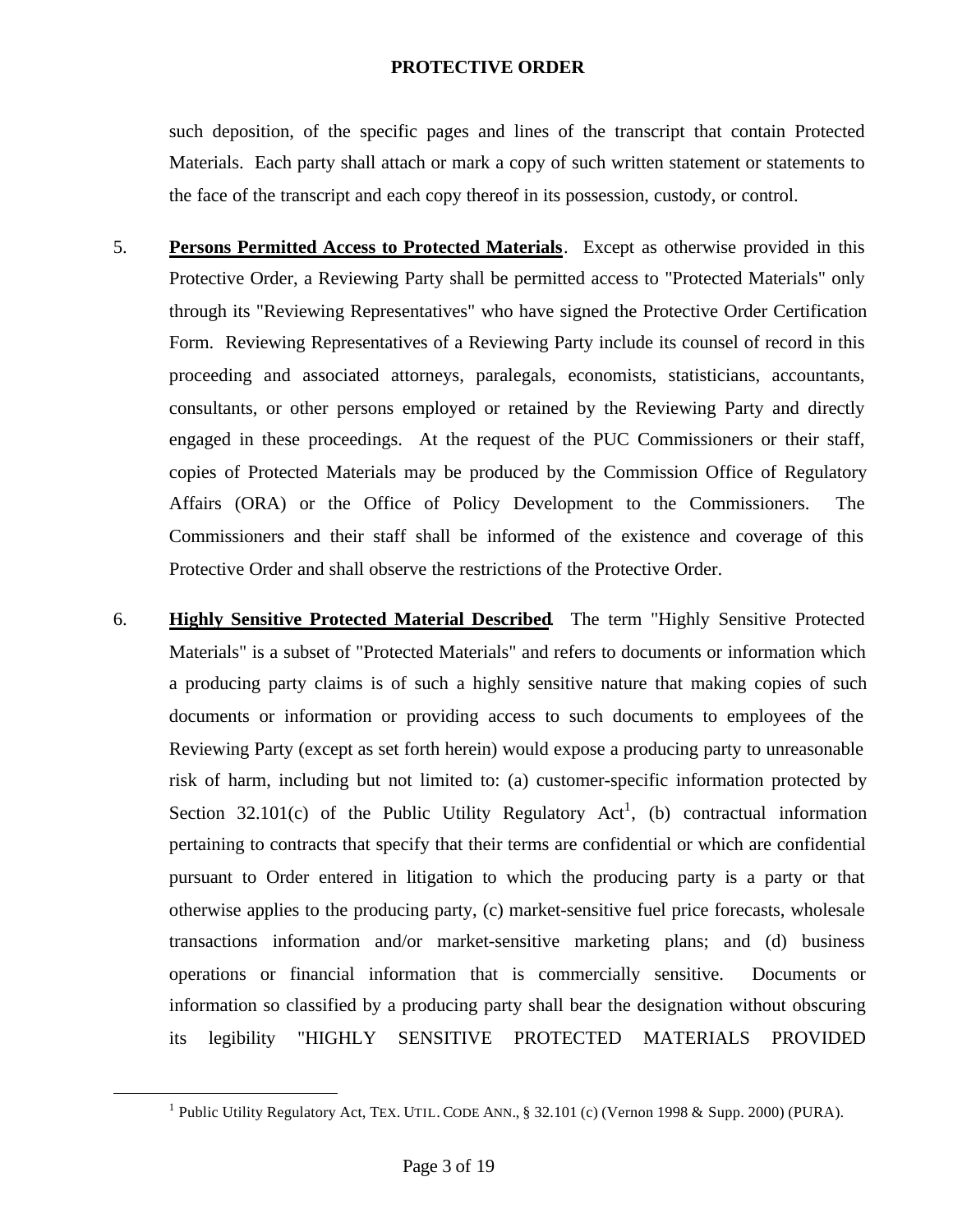such deposition, of the specific pages and lines of the transcript that contain Protected Materials. Each party shall attach or mark a copy of such written statement or statements to the face of the transcript and each copy thereof in its possession, custody, or control.

5. **Persons Permitted Access to Protected Materials**. Except as otherwise provided in this Protective Order, a Reviewing Party shall be permitted access to "Protected Materials" only through its "Reviewing Representatives" who have signed the Protective Order Certification Form. Reviewing Representatives of a Reviewing Party include its counsel of record in this proceeding and associated attorneys, paralegals, economists, statisticians, accountants, consultants, or other persons employed or retained by the Reviewing Party and directly engaged in these proceedings. At the request of the PUC Commissioners or their staff, copies of Protected Materials may be produced by the Commission Office of Regulatory Affairs (ORA) or the Office of Policy Development to the Commissioners. The Commissioners and their staff shall be informed of the existence and coverage of this Protective Order and shall observe the restrictions of the Protective Order.

6. **Highly Sensitive Protected Material Described**. The term "Highly Sensitive Protected Materials" is a subset of "Protected Materials" and refers to documents or information which a producing party claims is of such a highly sensitive nature that making copies of such documents or information or providing access to such documents to employees of the Reviewing Party (except as set forth herein) would expose a producing party to unreasonable risk of harm, including but not limited to: (a) customer-specific information protected by Section 32.101(c) of the Public Utility Regulatory Act[1], (b) contractual information pertaining to contracts that specify that their terms are confidential or which are confidential pursuant to Order entered in litigation to which the producing party is a party or that otherwise applies to the producing party, (c) market-sensitive fuel price forecasts, wholesale transactions information and/or market-sensitive marketing plans; and (d) business operations or financial information that is commercially sensitive. Documents or information so classified by a producing party shall bear the designation without obscuring its legibility "HIGHLY SENSITIVE PROTECTED MATERIALS PROVIDED

[1] Public Utility Regulatory Act, TEX. UTIL. CODE ANN., § 32.101 (c) (Vernon 1998 & Supp. 2000) (PURA).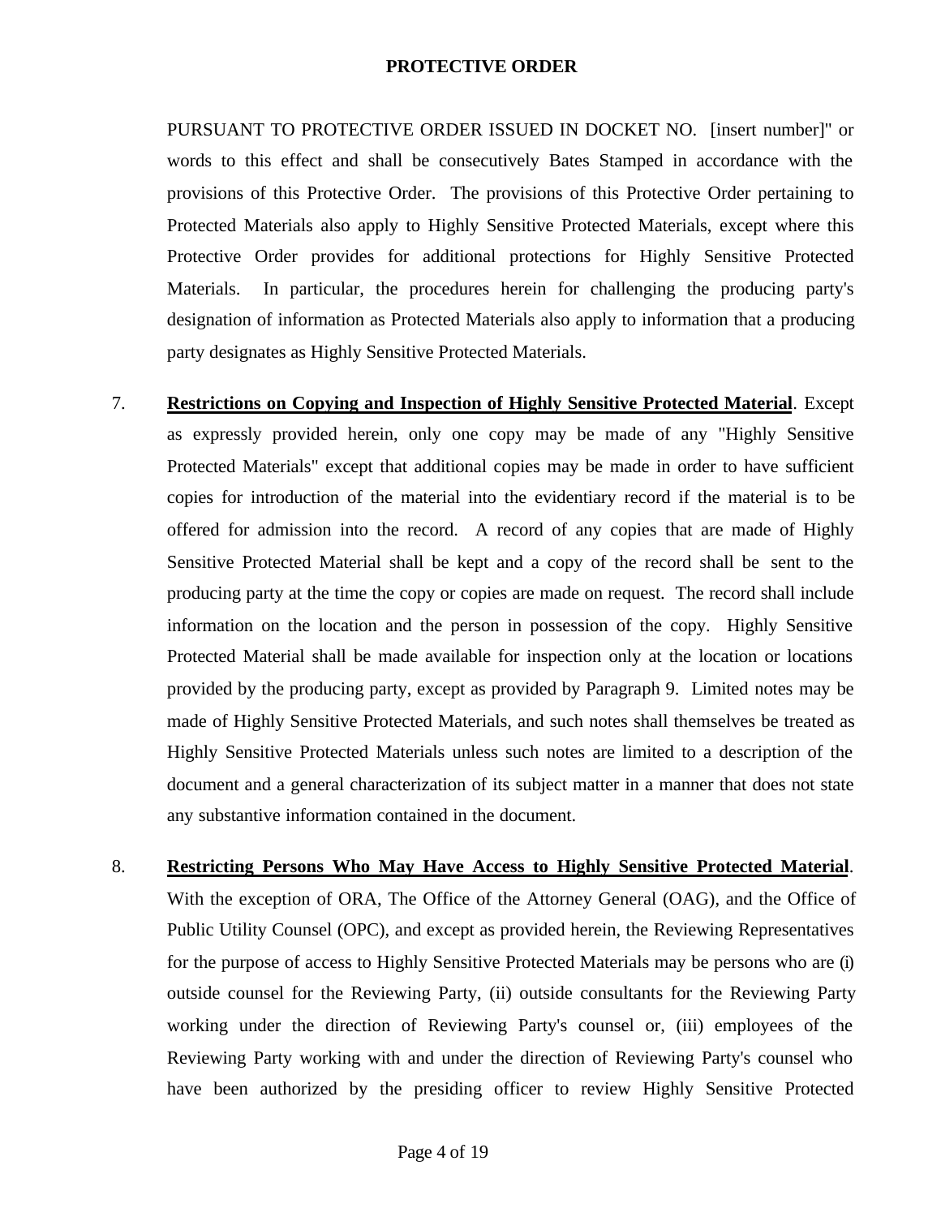PURSUANT TO PROTECTIVE ORDER ISSUED IN DOCKET NO. [insert number]" or words to this effect and shall be consecutively Bates Stamped in accordance with the provisions of this Protective Order. The provisions of this Protective Order pertaining to Protected Materials also apply to Highly Sensitive Protected Materials, except where this Protective Order provides for additional protections for Highly Sensitive Protected Materials. In particular, the procedures herein for challenging the producing party's designation of information as Protected Materials also apply to information that a producing party designates as Highly Sensitive Protected Materials.

7. **Restrictions on Copying and Inspection of Highly Sensitive Protected Material**. Except as expressly provided herein, only one copy may be made of any "Highly Sensitive Protected Materials" except that additional copies may be made in order to have sufficient copies for introduction of the material into the evidentiary record if the material is to be offered for admission into the record. A record of any copies that are made of Highly Sensitive Protected Material shall be kept and a copy of the record shall be sent to the producing party at the time the copy or copies are made on request. The record shall include information on the location and the person in possession of the copy. Highly Sensitive Protected Material shall be made available for inspection only at the location or locations provided by the producing party, except as provided by Paragraph 9. Limited notes may be made of Highly Sensitive Protected Materials, and such notes shall themselves be treated as Highly Sensitive Protected Materials unless such notes are limited to a description of the document and a general characterization of its subject matter in a manner that does not state any substantive information contained in the document.

8. **Restricting Persons Who May Have Access to Highly Sensitive Protected Material**. With the exception of ORA, The Office of the Attorney General (OAG), and the Office of Public Utility Counsel (OPC), and except as provided herein, the Reviewing Representatives for the purpose of access to Highly Sensitive Protected Materials may be persons who are (i) outside counsel for the Reviewing Party, (ii) outside consultants for the Reviewing Party working under the direction of Reviewing Party's counsel or, (iii) employees of the Reviewing Party working with and under the direction of Reviewing Party's counsel who have been authorized by the presiding officer to review Highly Sensitive Protected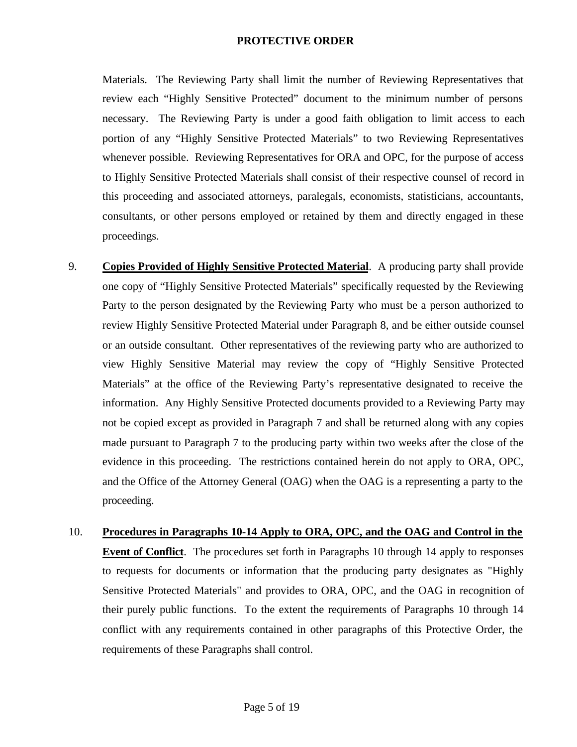Materials. The Reviewing Party shall limit the number of Reviewing Representatives that review each "Highly Sensitive Protected" document to the minimum number of persons necessary. The Reviewing Party is under a good faith obligation to limit access to each portion of any "Highly Sensitive Protected Materials" to two Reviewing Representatives whenever possible. Reviewing Representatives for ORA and OPC, for the purpose of access to Highly Sensitive Protected Materials shall consist of their respective counsel of record in this proceeding and associated attorneys, paralegals, economists, statisticians, accountants, consultants, or other persons employed or retained by them and directly engaged in these proceedings.

9. **Copies Provided of Highly Sensitive Protected Material**. A producing party shall provide one copy of "Highly Sensitive Protected Materials" specifically requested by the Reviewing Party to the person designated by the Reviewing Party who must be a person authorized to review Highly Sensitive Protected Material under Paragraph 8, and be either outside counsel or an outside consultant. Other representatives of the reviewing party who are authorized to view Highly Sensitive Material may review the copy of "Highly Sensitive Protected Materials" at the office of the Reviewing Party's representative designated to receive the information. Any Highly Sensitive Protected documents provided to a Reviewing Party may not be copied except as provided in Paragraph 7 and shall be returned along with any copies made pursuant to Paragraph 7 to the producing party within two weeks after the close of the evidence in this proceeding. The restrictions contained herein do not apply to ORA, OPC, and the Office of the Attorney General (OAG) when the OAG is a representing a party to the proceeding.

10. **Procedures in Paragraphs 10-14 Apply to ORA, OPC, and the OAG and Control in the Event of Conflict**. The procedures set forth in Paragraphs 10 through 14 apply to responses to requests for documents or information that the producing party designates as "Highly Sensitive Protected Materials" and provides to ORA, OPC, and the OAG in recognition of their purely public functions. To the extent the requirements of Paragraphs 10 through 14 conflict with any requirements contained in other paragraphs of this Protective Order, the requirements of these Paragraphs shall control.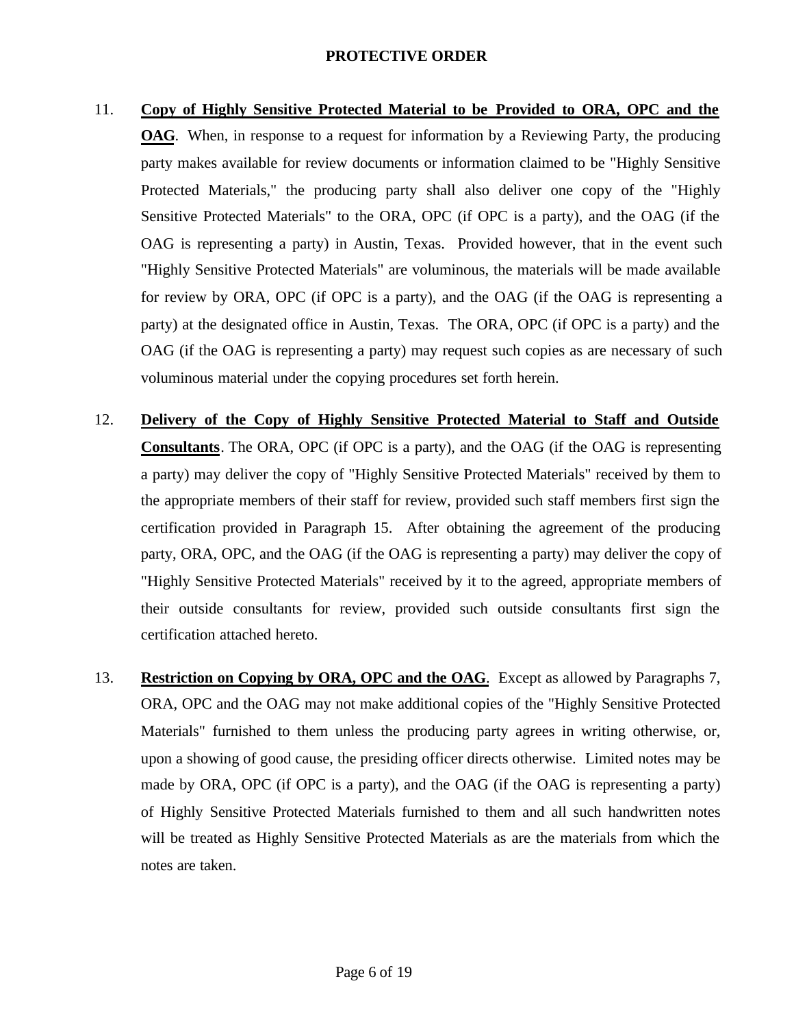11. **Copy of Highly Sensitive Protected Material to be Provided to ORA, OPC and the OAG**. When, in response to a request for information by a Reviewing Party, the producing party makes available for review documents or information claimed to be "Highly Sensitive Protected Materials," the producing party shall also deliver one copy of the "Highly Sensitive Protected Materials" to the ORA, OPC (if OPC is a party), and the OAG (if the OAG is representing a party) in Austin, Texas. Provided however, that in the event such "Highly Sensitive Protected Materials" are voluminous, the materials will be made available for review by ORA, OPC (if OPC is a party), and the OAG (if the OAG is representing a party) at the designated office in Austin, Texas. The ORA, OPC (if OPC is a party) and the OAG (if the OAG is representing a party) may request such copies as are necessary of such voluminous material under the copying procedures set forth herein.

12. **Delivery of the Copy of Highly Sensitive Protected Material to Staff and Outside Consultants**. The ORA, OPC (if OPC is a party), and the OAG (if the OAG is representing a party) may deliver the copy of "Highly Sensitive Protected Materials" received by them to the appropriate members of their staff for review, provided such staff members first sign the certification provided in Paragraph 15. After obtaining the agreement of the producing party, ORA, OPC, and the OAG (if the OAG is representing a party) may deliver the copy of "Highly Sensitive Protected Materials" received by it to the agreed, appropriate members of their outside consultants for review, provided such outside consultants first sign the certification attached hereto.

13. **Restriction on Copying by ORA, OPC and the OAG**. Except as allowed by Paragraphs 7, ORA, OPC and the OAG may not make additional copies of the "Highly Sensitive Protected Materials" furnished to them unless the producing party agrees in writing otherwise, or, upon a showing of good cause, the presiding officer directs otherwise. Limited notes may be made by ORA, OPC (if OPC is a party), and the OAG (if the OAG is representing a party) of Highly Sensitive Protected Materials furnished to them and all such handwritten notes will be treated as Highly Sensitive Protected Materials as are the materials from which the notes are taken.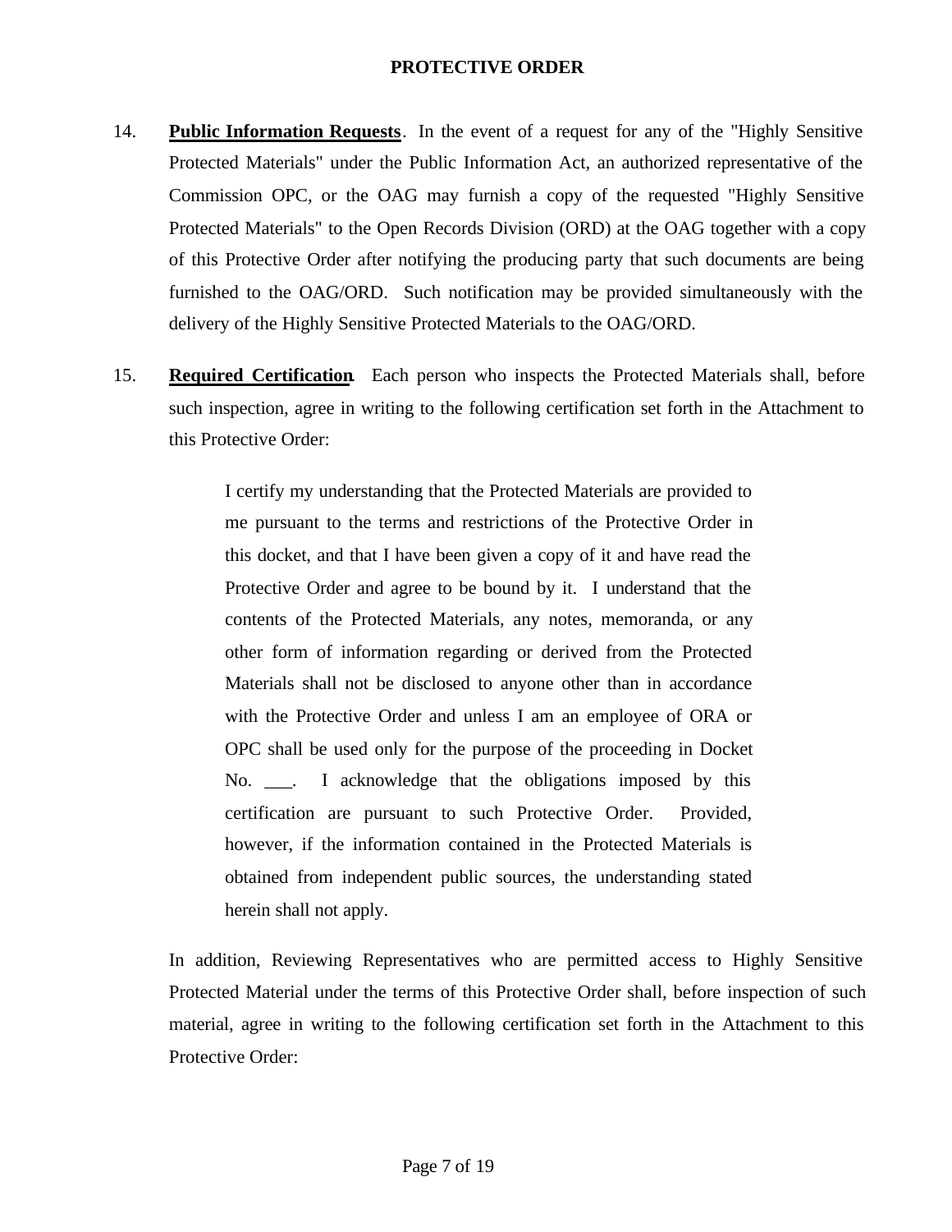14. **Public Information Requests**. In the event of a request for any of the "Highly Sensitive Protected Materials" under the Public Information Act, an authorized representative of the Commission OPC, or the OAG may furnish a copy of the requested "Highly Sensitive Protected Materials" to the Open Records Division (ORD) at the OAG together with a copy of this Protective Order after notifying the producing party that such documents are being furnished to the OAG/ORD. Such notification may be provided simultaneously with the delivery of the Highly Sensitive Protected Materials to the OAG/ORD.

15. **Required Certification**. Each person who inspects the Protected Materials shall, before such inspection, agree in writing to the following certification set forth in the Attachment to this Protective Order:

> I certify my understanding that the Protected Materials are provided to me pursuant to the terms and restrictions of the Protective Order in this docket, and that I have been given a copy of it and have read the Protective Order and agree to be bound by it. I understand that the contents of the Protected Materials, any notes, memoranda, or any other form of information regarding or derived from the Protected Materials shall not be disclosed to anyone other than in accordance with the Protective Order and unless I am an employee of ORA or OPC shall be used only for the purpose of the proceeding in Docket No. ___. I acknowledge that the obligations imposed by this certification are pursuant to such Protective Order. Provided, however, if the information contained in the Protected Materials is obtained from independent public sources, the understanding stated herein shall not apply.

In addition, Reviewing Representatives who are permitted access to Highly Sensitive Protected Material under the terms of this Protective Order shall, before inspection of such material, agree in writing to the following certification set forth in the Attachment to this Protective Order: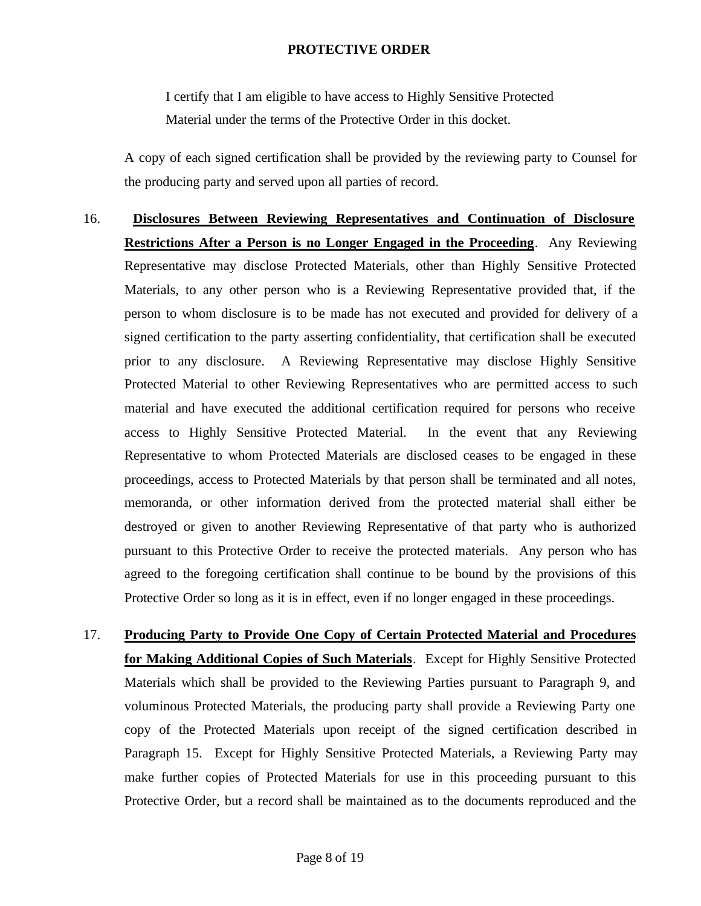I certify that I am eligible to have access to Highly Sensitive Protected Material under the terms of the Protective Order in this docket.

A copy of each signed certification shall be provided by the reviewing party to Counsel for the producing party and served upon all parties of record.

16. **Disclosures Between Reviewing Representatives and Continuation of Disclosure Restrictions After a Person is no Longer Engaged in the Proceeding**. Any Reviewing Representative may disclose Protected Materials, other than Highly Sensitive Protected Materials, to any other person who is a Reviewing Representative provided that, if the person to whom disclosure is to be made has not executed and provided for delivery of a signed certification to the party asserting confidentiality, that certification shall be executed prior to any disclosure. A Reviewing Representative may disclose Highly Sensitive Protected Material to other Reviewing Representatives who are permitted access to such material and have executed the additional certification required for persons who receive access to Highly Sensitive Protected Material. In the event that any Reviewing Representative to whom Protected Materials are disclosed ceases to be engaged in these proceedings, access to Protected Materials by that person shall be terminated and all notes, memoranda, or other information derived from the protected material shall either be destroyed or given to another Reviewing Representative of that party who is authorized pursuant to this Protective Order to receive the protected materials. Any person who has agreed to the foregoing certification shall continue to be bound by the provisions of this Protective Order so long as it is in effect, even if no longer engaged in these proceedings.

17. **Producing Party to Provide One Copy of Certain Protected Material and Procedures for Making Additional Copies of Such Materials**. Except for Highly Sensitive Protected Materials which shall be provided to the Reviewing Parties pursuant to Paragraph 9, and voluminous Protected Materials, the producing party shall provide a Reviewing Party one copy of the Protected Materials upon receipt of the signed certification described in Paragraph 15. Except for Highly Sensitive Protected Materials, a Reviewing Party may make further copies of Protected Materials for use in this proceeding pursuant to this Protective Order, but a record shall be maintained as to the documents reproduced and the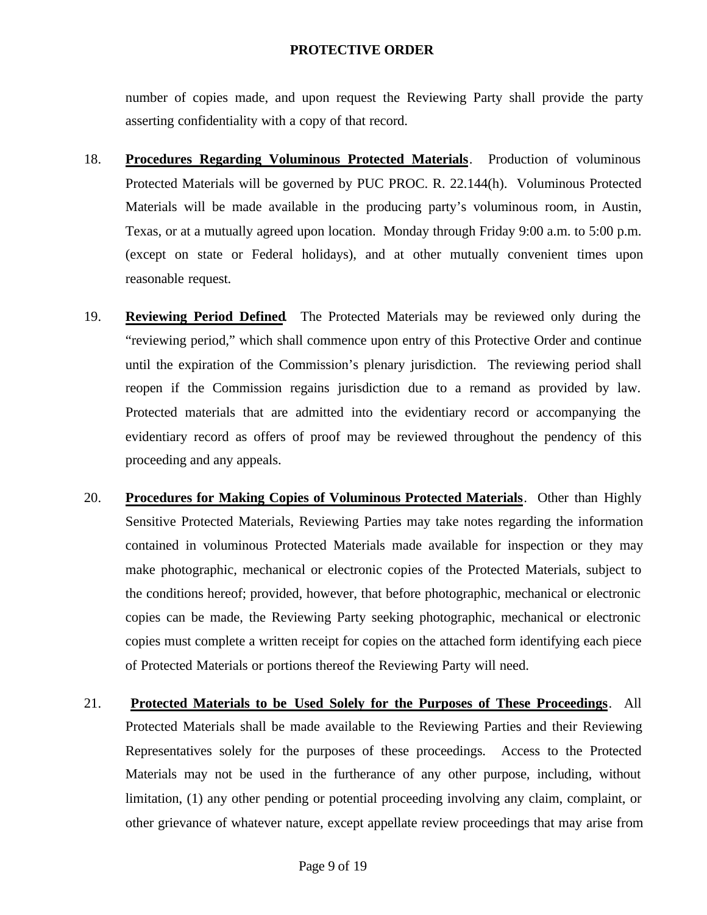number of copies made, and upon request the Reviewing Party shall provide the party asserting confidentiality with a copy of that record.

18. **Procedures Regarding Voluminous Protected Materials**. Production of voluminous Protected Materials will be governed by PUC PROC. R. 22.144(h). Voluminous Protected Materials will be made available in the producing party's voluminous room, in Austin, Texas, or at a mutually agreed upon location. Monday through Friday 9:00 a.m. to 5:00 p.m. (except on state or Federal holidays), and at other mutually convenient times upon reasonable request.

19. **Reviewing Period Defined**. The Protected Materials may be reviewed only during the "reviewing period," which shall commence upon entry of this Protective Order and continue until the expiration of the Commission's plenary jurisdiction. The reviewing period shall reopen if the Commission regains jurisdiction due to a remand as provided by law. Protected materials that are admitted into the evidentiary record or accompanying the evidentiary record as offers of proof may be reviewed throughout the pendency of this proceeding and any appeals.

20. **Procedures for Making Copies of Voluminous Protected Materials**. Other than Highly Sensitive Protected Materials, Reviewing Parties may take notes regarding the information contained in voluminous Protected Materials made available for inspection or they may make photographic, mechanical or electronic copies of the Protected Materials, subject to the conditions hereof; provided, however, that before photographic, mechanical or electronic copies can be made, the Reviewing Party seeking photographic, mechanical or electronic copies must complete a written receipt for copies on the attached form identifying each piece of Protected Materials or portions thereof the Reviewing Party will need.

21. **Protected Materials to be Used Solely for the Purposes of These Proceedings**. All Protected Materials shall be made available to the Reviewing Parties and their Reviewing Representatives solely for the purposes of these proceedings. Access to the Protected Materials may not be used in the furtherance of any other purpose, including, without limitation, (1) any other pending or potential proceeding involving any claim, complaint, or other grievance of whatever nature, except appellate review proceedings that may arise from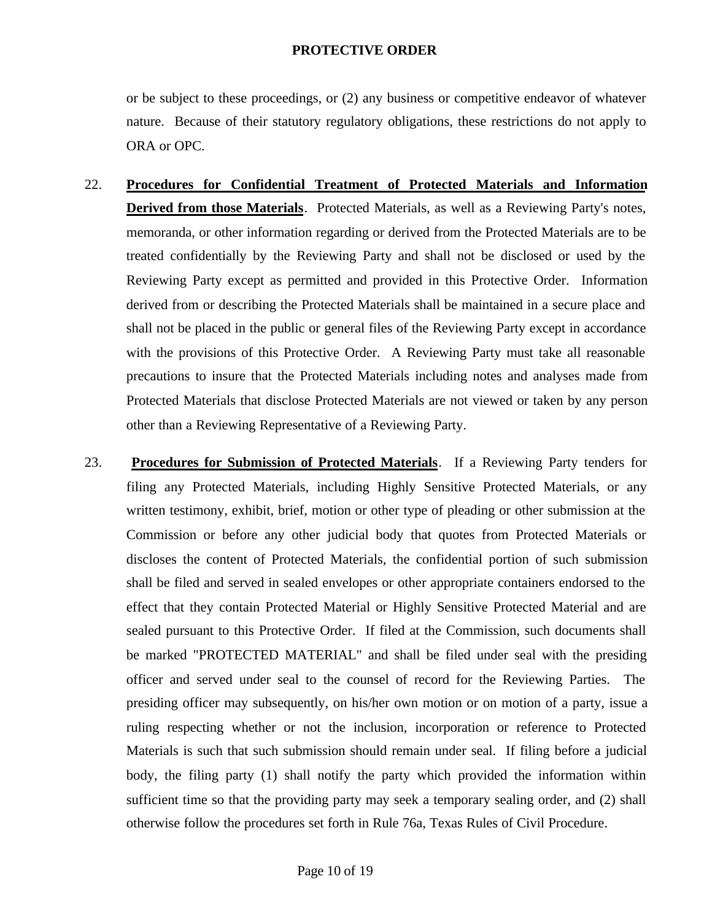or be subject to these proceedings, or (2) any business or competitive endeavor of whatever nature. Because of their statutory regulatory obligations, these restrictions do not apply to ORA or OPC.

22. **Procedures for Confidential Treatment of Protected Materials and Information Derived from those Materials**. Protected Materials, as well as a Reviewing Party's notes, memoranda, or other information regarding or derived from the Protected Materials are to be treated confidentially by the Reviewing Party and shall not be disclosed or used by the Reviewing Party except as permitted and provided in this Protective Order. Information derived from or describing the Protected Materials shall be maintained in a secure place and shall not be placed in the public or general files of the Reviewing Party except in accordance with the provisions of this Protective Order. A Reviewing Party must take all reasonable precautions to insure that the Protected Materials including notes and analyses made from Protected Materials that disclose Protected Materials are not viewed or taken by any person other than a Reviewing Representative of a Reviewing Party.

23. **Procedures for Submission of Protected Materials**. If a Reviewing Party tenders for filing any Protected Materials, including Highly Sensitive Protected Materials, or any written testimony, exhibit, brief, motion or other type of pleading or other submission at the Commission or before any other judicial body that quotes from Protected Materials or discloses the content of Protected Materials, the confidential portion of such submission shall be filed and served in sealed envelopes or other appropriate containers endorsed to the effect that they contain Protected Material or Highly Sensitive Protected Material and are sealed pursuant to this Protective Order. If filed at the Commission, such documents shall be marked "PROTECTED MATERIAL" and shall be filed under seal with the presiding officer and served under seal to the counsel of record for the Reviewing Parties. The presiding officer may subsequently, on his/her own motion or on motion of a party, issue a ruling respecting whether or not the inclusion, incorporation or reference to Protected Materials is such that such submission should remain under seal. If filing before a judicial body, the filing party (1) shall notify the party which provided the information within sufficient time so that the providing party may seek a temporary sealing order, and (2) shall otherwise follow the procedures set forth in Rule 76a, Texas Rules of Civil Procedure.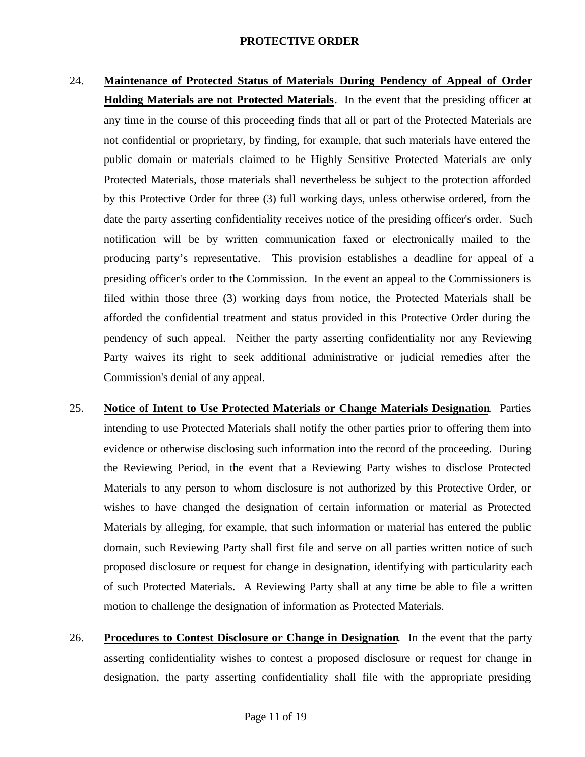24. **Maintenance of Protected Status of Materials During Pendency of Appeal of Order Holding Materials are not Protected Materials**. In the event that the presiding officer at any time in the course of this proceeding finds that all or part of the Protected Materials are not confidential or proprietary, by finding, for example, that such materials have entered the public domain or materials claimed to be Highly Sensitive Protected Materials are only Protected Materials, those materials shall nevertheless be subject to the protection afforded by this Protective Order for three (3) full working days, unless otherwise ordered, from the date the party asserting confidentiality receives notice of the presiding officer's order. Such notification will be by written communication faxed or electronically mailed to the producing party's representative. This provision establishes a deadline for appeal of a presiding officer's order to the Commission. In the event an appeal to the Commissioners is filed within those three (3) working days from notice, the Protected Materials shall be afforded the confidential treatment and status provided in this Protective Order during the pendency of such appeal. Neither the party asserting confidentiality nor any Reviewing Party waives its right to seek additional administrative or judicial remedies after the Commission's denial of any appeal.

25. **Notice of Intent to Use Protected Materials or Change Materials Designation**. Parties intending to use Protected Materials shall notify the other parties prior to offering them into evidence or otherwise disclosing such information into the record of the proceeding. During the Reviewing Period, in the event that a Reviewing Party wishes to disclose Protected Materials to any person to whom disclosure is not authorized by this Protective Order, or wishes to have changed the designation of certain information or material as Protected Materials by alleging, for example, that such information or material has entered the public domain, such Reviewing Party shall first file and serve on all parties written notice of such proposed disclosure or request for change in designation, identifying with particularity each of such Protected Materials. A Reviewing Party shall at any time be able to file a written motion to challenge the designation of information as Protected Materials.

26. **Procedures to Contest Disclosure or Change in Designation**. In the event that the party asserting confidentiality wishes to contest a proposed disclosure or request for change in designation, the party asserting confidentiality shall file with the appropriate presiding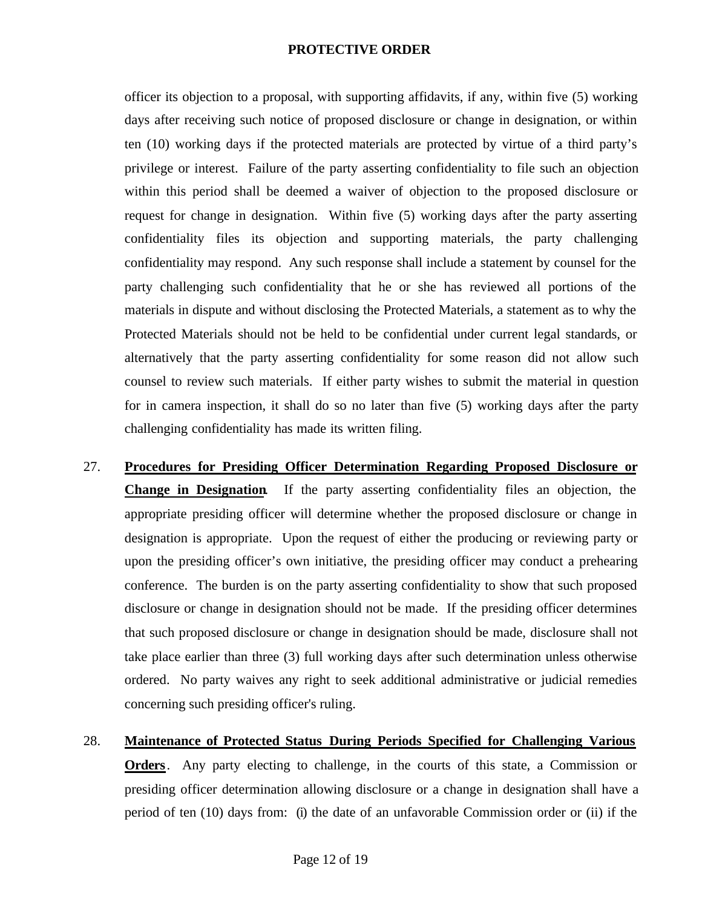officer its objection to a proposal, with supporting affidavits, if any, within five (5) working days after receiving such notice of proposed disclosure or change in designation, or within ten (10) working days if the protected materials are protected by virtue of a third party's privilege or interest. Failure of the party asserting confidentiality to file such an objection within this period shall be deemed a waiver of objection to the proposed disclosure or request for change in designation. Within five (5) working days after the party asserting confidentiality files its objection and supporting materials, the party challenging confidentiality may respond. Any such response shall include a statement by counsel for the party challenging such confidentiality that he or she has reviewed all portions of the materials in dispute and without disclosing the Protected Materials, a statement as to why the Protected Materials should not be held to be confidential under current legal standards, or alternatively that the party asserting confidentiality for some reason did not allow such counsel to review such materials. If either party wishes to submit the material in question for in camera inspection, it shall do so no later than five (5) working days after the party challenging confidentiality has made its written filing.

27. **Procedures for Presiding Officer Determination Regarding Proposed Disclosure or Change in Designation**. If the party asserting confidentiality files an objection, the appropriate presiding officer will determine whether the proposed disclosure or change in designation is appropriate. Upon the request of either the producing or reviewing party or upon the presiding officer's own initiative, the presiding officer may conduct a prehearing conference. The burden is on the party asserting confidentiality to show that such proposed disclosure or change in designation should not be made. If the presiding officer determines that such proposed disclosure or change in designation should be made, disclosure shall not take place earlier than three (3) full working days after such determination unless otherwise ordered. No party waives any right to seek additional administrative or judicial remedies concerning such presiding officer's ruling.

28. **Maintenance of Protected Status During Periods Specified for Challenging Various Orders**. Any party electing to challenge, in the courts of this state, a Commission or presiding officer determination allowing disclosure or a change in designation shall have a period of ten (10) days from: (i) the date of an unfavorable Commission order or (ii) if the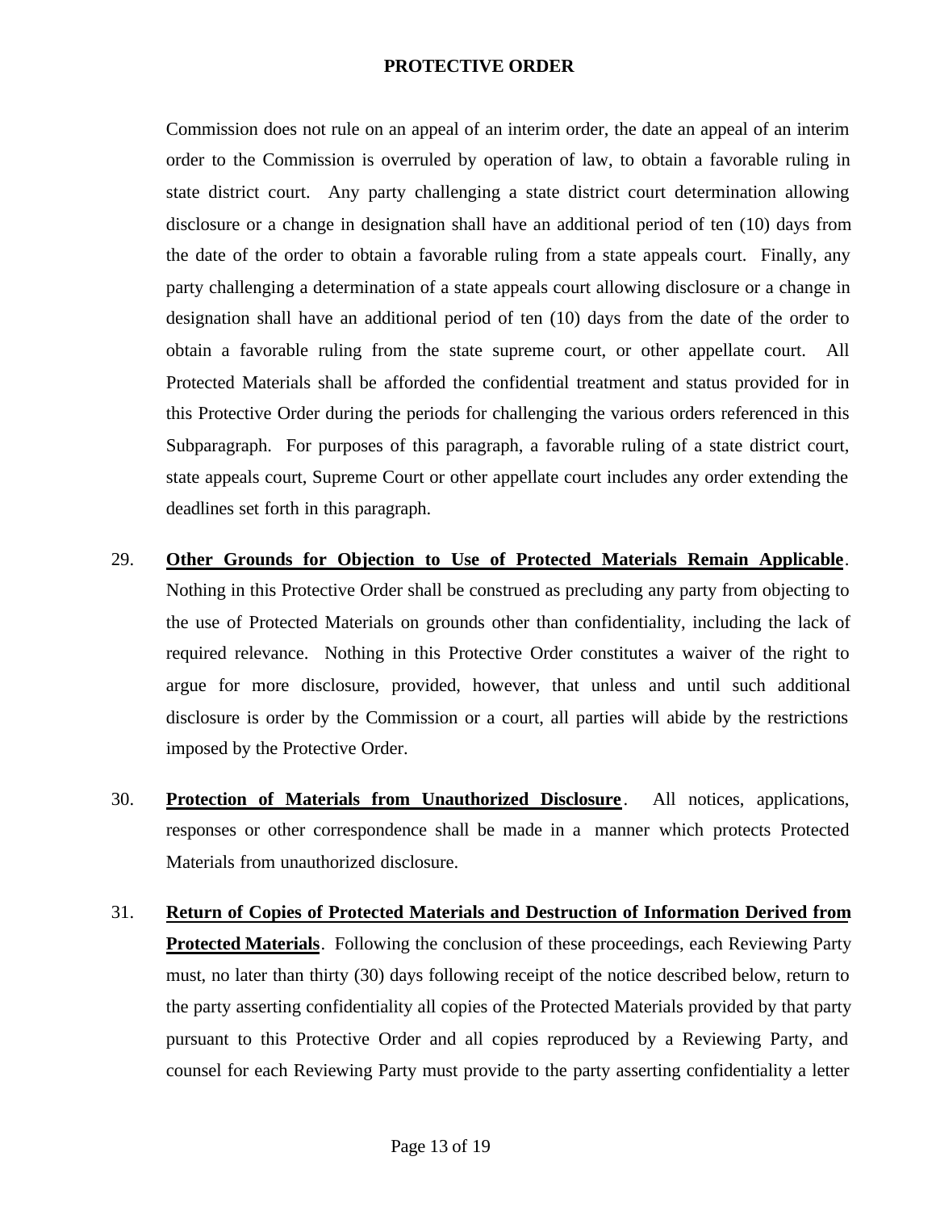Commission does not rule on an appeal of an interim order, the date an appeal of an interim order to the Commission is overruled by operation of law, to obtain a favorable ruling in state district court. Any party challenging a state district court determination allowing disclosure or a change in designation shall have an additional period of ten (10) days from the date of the order to obtain a favorable ruling from a state appeals court. Finally, any party challenging a determination of a state appeals court allowing disclosure or a change in designation shall have an additional period of ten (10) days from the date of the order to obtain a favorable ruling from the state supreme court, or other appellate court. All Protected Materials shall be afforded the confidential treatment and status provided for in this Protective Order during the periods for challenging the various orders referenced in this Subparagraph. For purposes of this paragraph, a favorable ruling of a state district court, state appeals court, Supreme Court or other appellate court includes any order extending the deadlines set forth in this paragraph.

29. **<u>Other Grounds for Objection to Use of Protected Materials Remain Applicable</u>**. Nothing in this Protective Order shall be construed as precluding any party from objecting to the use of Protected Materials on grounds other than confidentiality, including the lack of required relevance. Nothing in this Protective Order constitutes a waiver of the right to argue for more disclosure, provided, however, that unless and until such additional disclosure is order by the Commission or a court, all parties will abide by the restrictions imposed by the Protective Order.

30. **<u>Protection of Materials from Unauthorized Disclosure</u>**. All notices, applications, responses or other correspondence shall be made in a manner which protects Protected Materials from unauthorized disclosure.

31. **<u>Return of Copies of Protected Materials and Destruction of Information Derived from Protected Materials</u>**. Following the conclusion of these proceedings, each Reviewing Party must, no later than thirty (30) days following receipt of the notice described below, return to the party asserting confidentiality all copies of the Protected Materials provided by that party pursuant to this Protective Order and all copies reproduced by a Reviewing Party, and counsel for each Reviewing Party must provide to the party asserting confidentiality a letter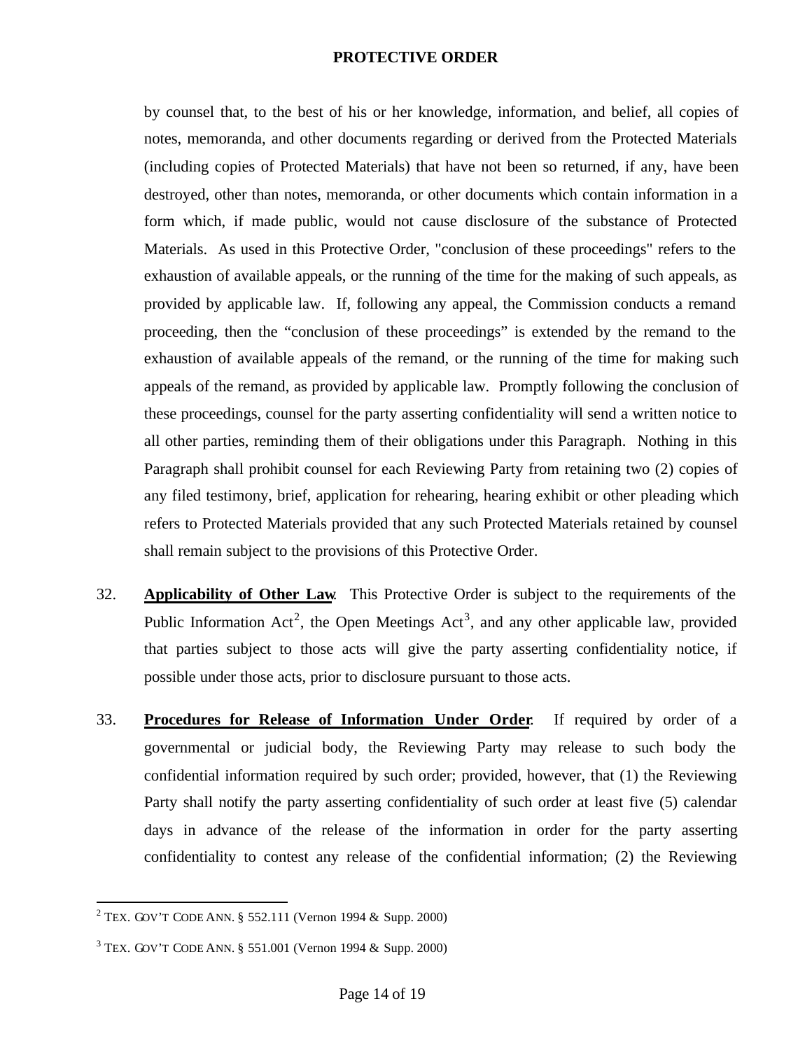by counsel that, to the best of his or her knowledge, information, and belief, all copies of notes, memoranda, and other documents regarding or derived from the Protected Materials (including copies of Protected Materials) that have not been so returned, if any, have been destroyed, other than notes, memoranda, or other documents which contain information in a form which, if made public, would not cause disclosure of the substance of Protected Materials. As used in this Protective Order, "conclusion of these proceedings" refers to the exhaustion of available appeals, or the running of the time for the making of such appeals, as provided by applicable law. If, following any appeal, the Commission conducts a remand proceeding, then the "conclusion of these proceedings" is extended by the remand to the exhaustion of available appeals of the remand, or the running of the time for making such appeals of the remand, as provided by applicable law. Promptly following the conclusion of these proceedings, counsel for the party asserting confidentiality will send a written notice to all other parties, reminding them of their obligations under this Paragraph. Nothing in this Paragraph shall prohibit counsel for each Reviewing Party from retaining two (2) copies of any filed testimony, brief, application for rehearing, hearing exhibit or other pleading which refers to Protected Materials provided that any such Protected Materials retained by counsel shall remain subject to the provisions of this Protective Order.

32. **Applicability of Other Law**. This Protective Order is subject to the requirements of the Public Information Act[2], the Open Meetings Act[3], and any other applicable law, provided that parties subject to those acts will give the party asserting confidentiality notice, if possible under those acts, prior to disclosure pursuant to those acts.

33. **Procedures for Release of Information Under Order**. If required by order of a governmental or judicial body, the Reviewing Party may release to such body the confidential information required by such order; provided, however, that (1) the Reviewing Party shall notify the party asserting confidentiality of such order at least five (5) calendar days in advance of the release of the information in order for the party asserting confidentiality to contest any release of the confidential information; (2) the Reviewing

---

[2] TEX. GOV'T CODE ANN. § 552.111 (Vernon 1994 & Supp. 2000)

[3] TEX. GOV'T CODE ANN. § 551.001 (Vernon 1994 & Supp. 2000)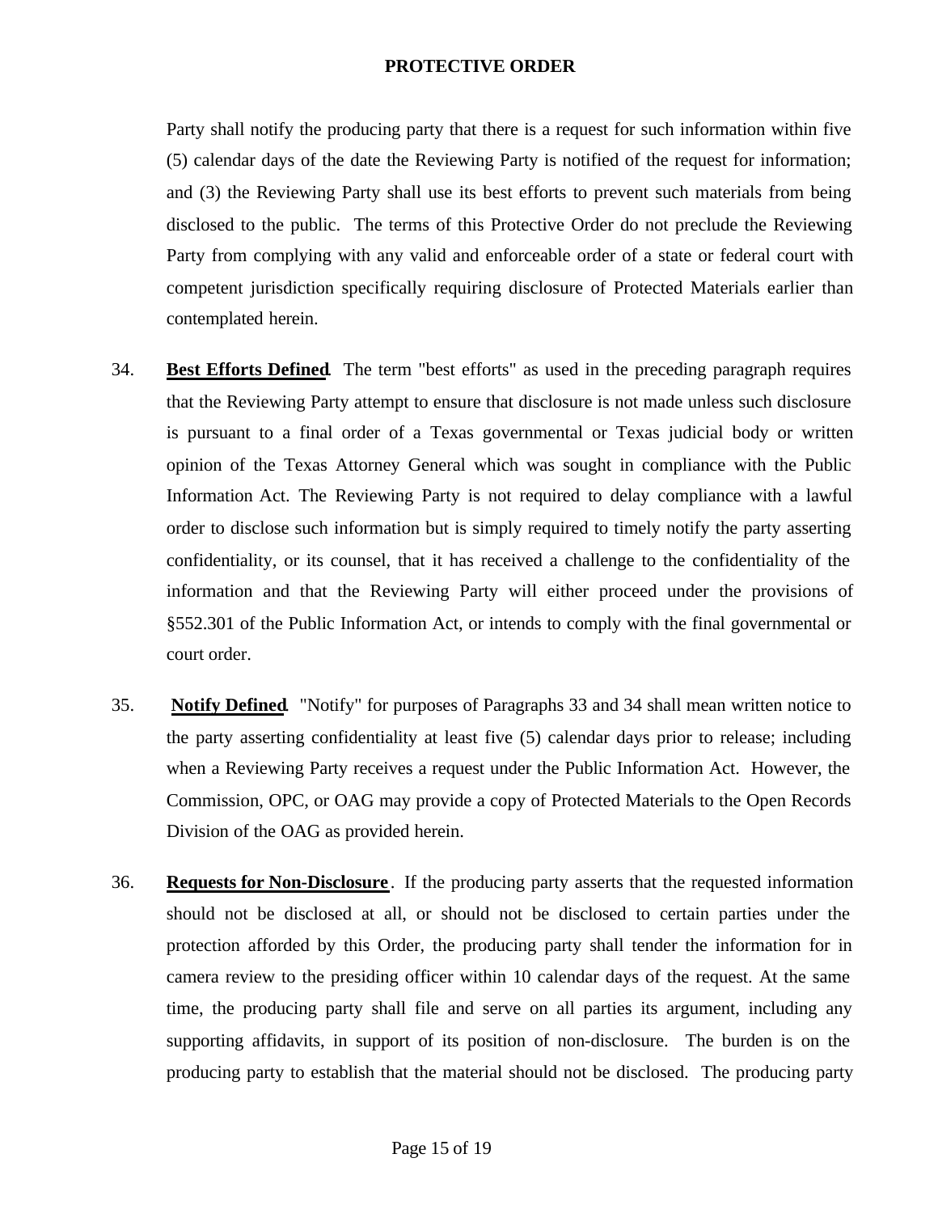Party shall notify the producing party that there is a request for such information within five (5) calendar days of the date the Reviewing Party is notified of the request for information; and (3) the Reviewing Party shall use its best efforts to prevent such materials from being disclosed to the public. The terms of this Protective Order do not preclude the Reviewing Party from complying with any valid and enforceable order of a state or federal court with competent jurisdiction specifically requiring disclosure of Protected Materials earlier than contemplated herein.

34. **Best Efforts Defined**. The term "best efforts" as used in the preceding paragraph requires that the Reviewing Party attempt to ensure that disclosure is not made unless such disclosure is pursuant to a final order of a Texas governmental or Texas judicial body or written opinion of the Texas Attorney General which was sought in compliance with the Public Information Act. The Reviewing Party is not required to delay compliance with a lawful order to disclose such information but is simply required to timely notify the party asserting confidentiality, or its counsel, that it has received a challenge to the confidentiality of the information and that the Reviewing Party will either proceed under the provisions of §552.301 of the Public Information Act, or intends to comply with the final governmental or court order.

35. **Notify Defined**. "Notify" for purposes of Paragraphs 33 and 34 shall mean written notice to the party asserting confidentiality at least five (5) calendar days prior to release; including when a Reviewing Party receives a request under the Public Information Act. However, the Commission, OPC, or OAG may provide a copy of Protected Materials to the Open Records Division of the OAG as provided herein.

36. **Requests for Non-Disclosure**. If the producing party asserts that the requested information should not be disclosed at all, or should not be disclosed to certain parties under the protection afforded by this Order, the producing party shall tender the information for in camera review to the presiding officer within 10 calendar days of the request. At the same time, the producing party shall file and serve on all parties its argument, including any supporting affidavits, in support of its position of non-disclosure. The burden is on the producing party to establish that the material should not be disclosed. The producing party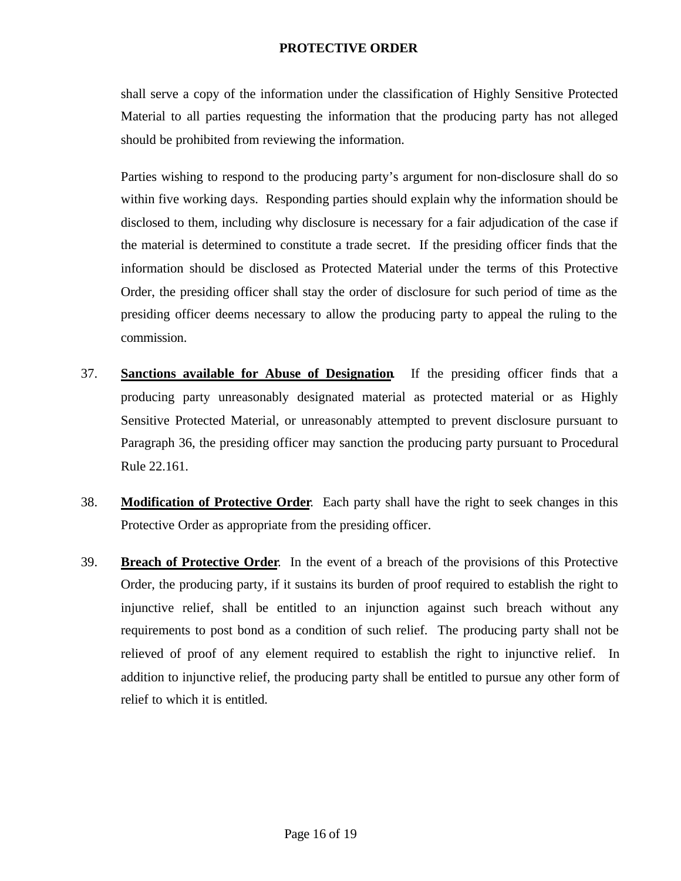shall serve a copy of the information under the classification of Highly Sensitive Protected Material to all parties requesting the information that the producing party has not alleged should be prohibited from reviewing the information.

Parties wishing to respond to the producing party's argument for non-disclosure shall do so within five working days. Responding parties should explain why the information should be disclosed to them, including why disclosure is necessary for a fair adjudication of the case if the material is determined to constitute a trade secret. If the presiding officer finds that the information should be disclosed as Protected Material under the terms of this Protective Order, the presiding officer shall stay the order of disclosure for such period of time as the presiding officer deems necessary to allow the producing party to appeal the ruling to the commission.

37. **Sanctions available for Abuse of Designation**. If the presiding officer finds that a producing party unreasonably designated material as protected material or as Highly Sensitive Protected Material, or unreasonably attempted to prevent disclosure pursuant to Paragraph 36, the presiding officer may sanction the producing party pursuant to Procedural Rule 22.161.

38. **Modification of Protective Order**. Each party shall have the right to seek changes in this Protective Order as appropriate from the presiding officer.

39. **Breach of Protective Order**. In the event of a breach of the provisions of this Protective Order, the producing party, if it sustains its burden of proof required to establish the right to injunctive relief, shall be entitled to an injunction against such breach without any requirements to post bond as a condition of such relief. The producing party shall not be relieved of proof of any element required to establish the right to injunctive relief. In addition to injunctive relief, the producing party shall be entitled to pursue any other form of relief to which it is entitled.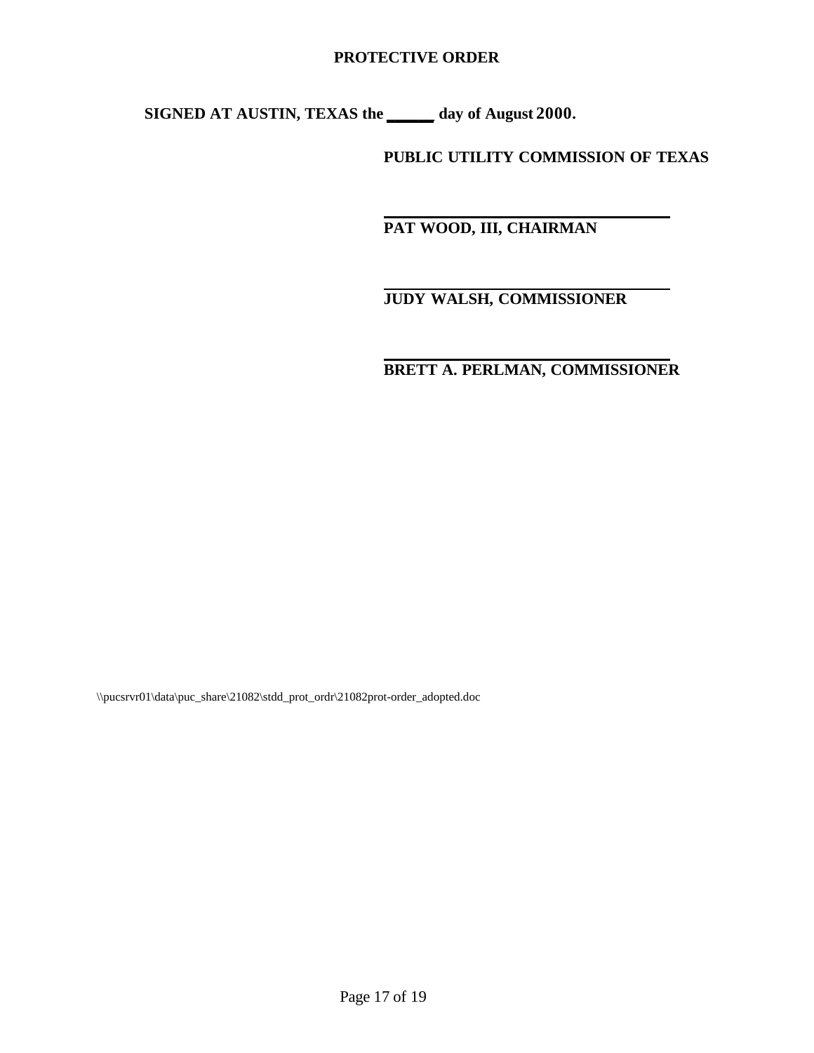**PROTECTIVE ORDER**

**SIGNED AT AUSTIN, TEXAS the ______ day of August 2000.**

**PUBLIC UTILITY COMMISSION OF TEXAS**

______________________________________

**PAT WOOD, III, CHAIRMAN**

______________________________________

**JUDY WALSH, COMMISSIONER**

______________________________________

**BRETT A. PERLMAN, COMMISSIONER**

\\pucsrvr01\data\puc_share\21082\stdd_prot_ordr\21082prot-order_adopted.doc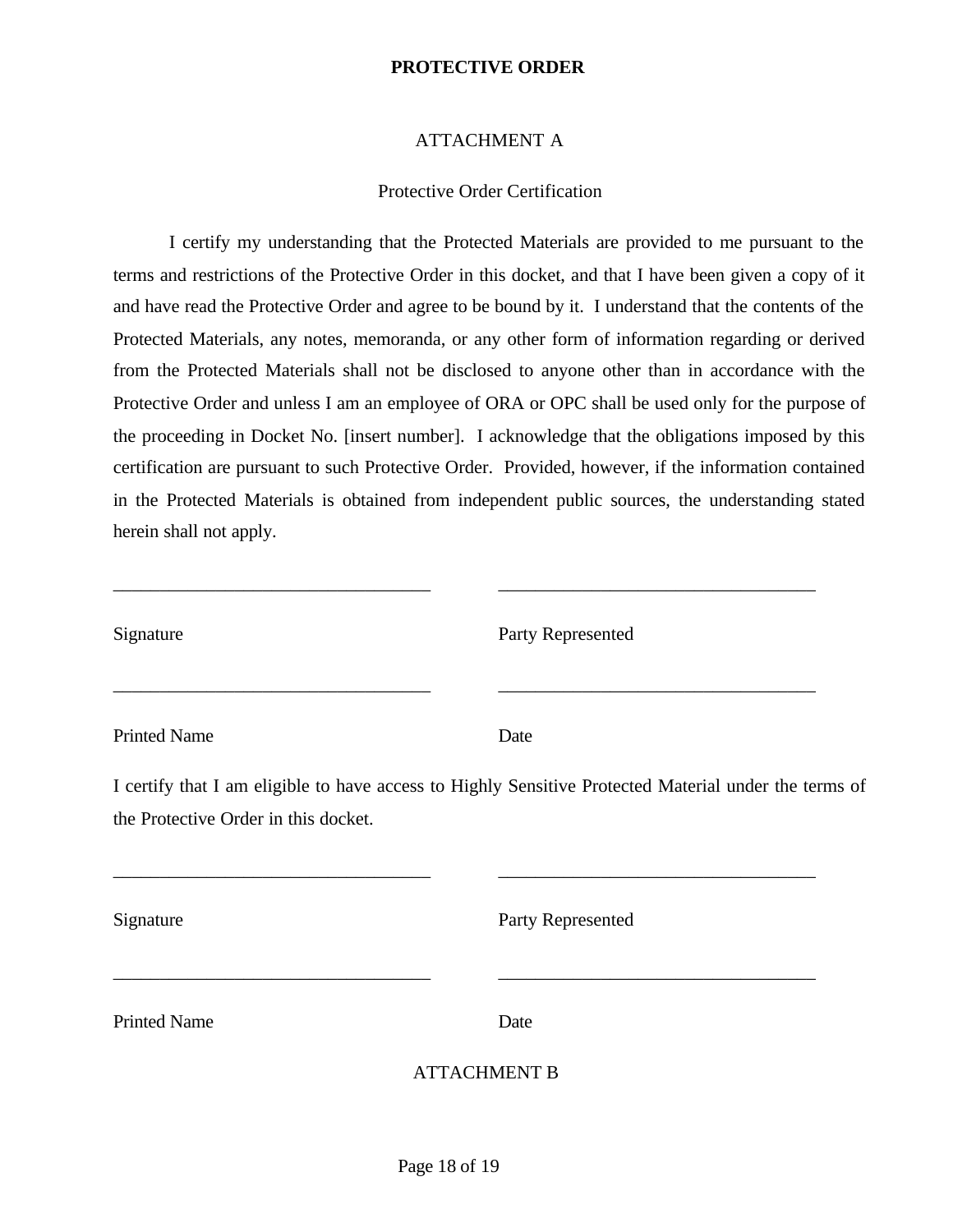**PROTECTIVE ORDER**

ATTACHMENT A

Protective Order Certification

I certify my understanding that the Protected Materials are provided to me pursuant to the terms and restrictions of the Protective Order in this docket, and that I have been given a copy of it and have read the Protective Order and agree to be bound by it. I understand that the contents of the Protected Materials, any notes, memoranda, or any other form of information regarding or derived from the Protected Materials shall not be disclosed to anyone other than in accordance with the Protective Order and unless I am an employee of ORA or OPC shall be used only for the purpose of the proceeding in Docket No. [insert number]. I acknowledge that the obligations imposed by this certification are pursuant to such Protective Order. Provided, however, if the information contained in the Protected Materials is obtained from independent public sources, the understanding stated herein shall not apply.

| | |
|---|---|
| ___________________________________ | ___________________________________ |
| Signature | Party Represented |
| ___________________________________ | ___________________________________ |
| Printed Name | Date |

I certify that I am eligible to have access to Highly Sensitive Protected Material under the terms of the Protective Order in this docket.

| | |
|---|---|
| ___________________________________ | ___________________________________ |
| Signature | Party Represented |
| ___________________________________ | ___________________________________ |
| Printed Name | Date |

ATTACHMENT B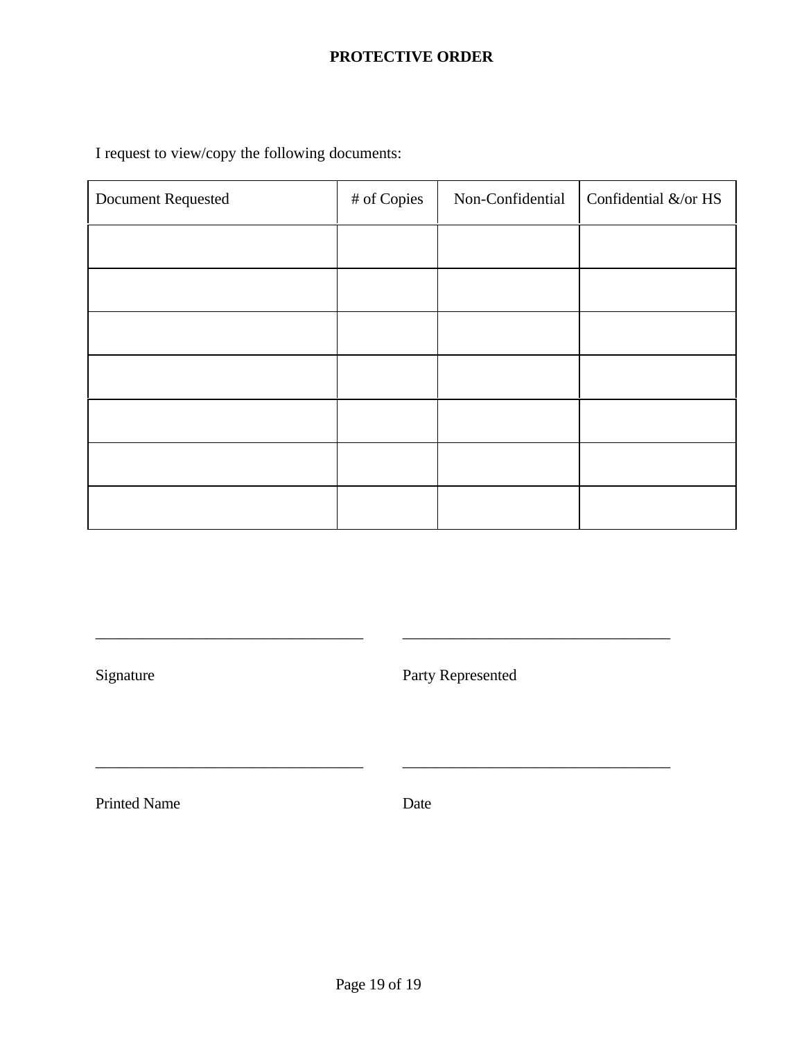**PROTECTIVE ORDER**

I request to view/copy the following documents:

| Document Requested | # of Copies | Non-Confidential | Confidential &/or HS |
|---|---|---|---|
| | | | |
| | | | |
| | | | |
| | | | |
| | | | |
| | | | |
| | | | |

\_\_\_\_\_\_\_\_\_\_\_\_\_\_\_\_\_\_\_\_\_\_\_\_\_\_\_\_\_\_\_\_\_\_\_ \_\_\_\_\_\_\_\_\_\_\_\_\_\_\_\_\_\_\_\_\_\_\_\_\_\_\_\_\_\_\_\_\_\_\_

Signature Party Represented

\_\_\_\_\_\_\_\_\_\_\_\_\_\_\_\_\_\_\_\_\_\_\_\_\_\_\_\_\_\_\_\_\_\_\_ \_\_\_\_\_\_\_\_\_\_\_\_\_\_\_\_\_\_\_\_\_\_\_\_\_\_\_\_\_\_\_\_\_\_\_

Printed Name Date